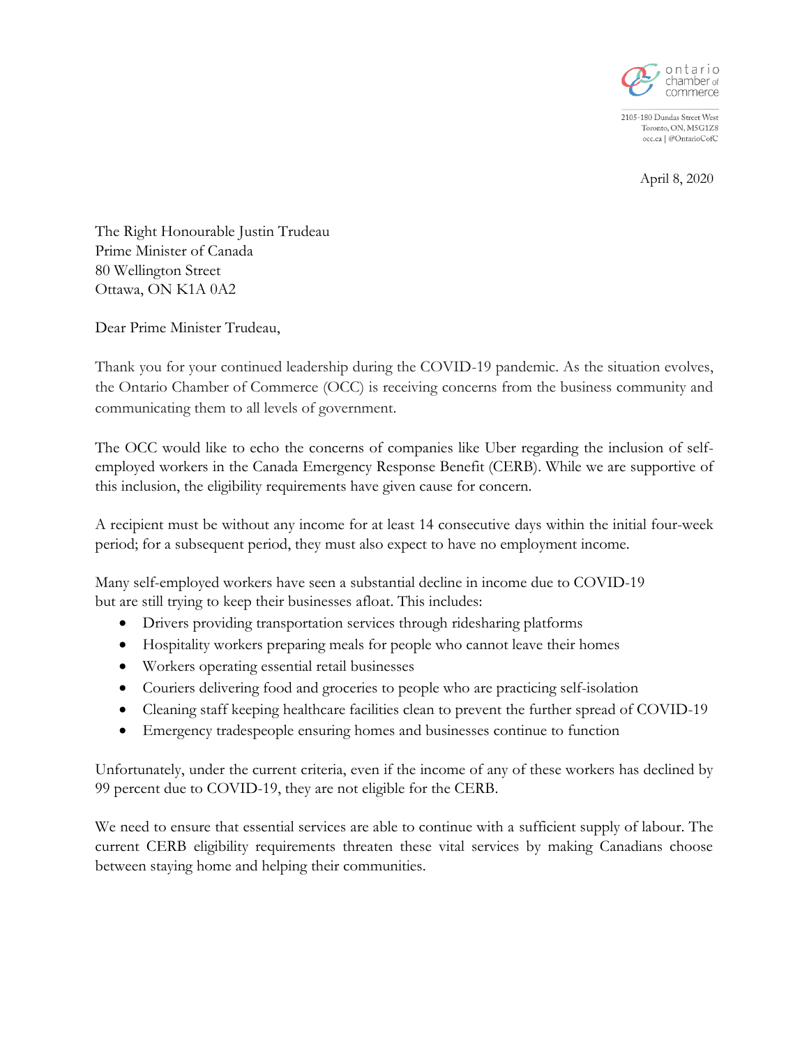ontario chamber of commerce

2105-180 Dundas Street West
Toronto, ON, M5G1Z8
occ.ca | @OntarioCofC

April 8, 2020

The Right Honourable Justin Trudeau
Prime Minister of Canada
80 Wellington Street
Ottawa, ON K1A 0A2

Dear Prime Minister Trudeau,

Thank you for your continued leadership during the COVID-19 pandemic. As the situation evolves, the Ontario Chamber of Commerce (OCC) is receiving concerns from the business community and communicating them to all levels of government.

The OCC would like to echo the concerns of companies like Uber regarding the inclusion of self-employed workers in the Canada Emergency Response Benefit (CERB). While we are supportive of this inclusion, the eligibility requirements have given cause for concern.

A recipient must be without any income for at least 14 consecutive days within the initial four-week period; for a subsequent period, they must also expect to have no employment income.

Many self-employed workers have seen a substantial decline in income due to COVID-19 but are still trying to keep their businesses afloat. This includes:

- Drivers providing transportation services through ridesharing platforms
- Hospitality workers preparing meals for people who cannot leave their homes
- Workers operating essential retail businesses
- Couriers delivering food and groceries to people who are practicing self-isolation
- Cleaning staff keeping healthcare facilities clean to prevent the further spread of COVID-19
- Emergency tradespeople ensuring homes and businesses continue to function

Unfortunately, under the current criteria, even if the income of any of these workers has declined by 99 percent due to COVID-19, they are not eligible for the CERB.

We need to ensure that essential services are able to continue with a sufficient supply of labour. The current CERB eligibility requirements threaten these vital services by making Canadians choose between staying home and helping their communities.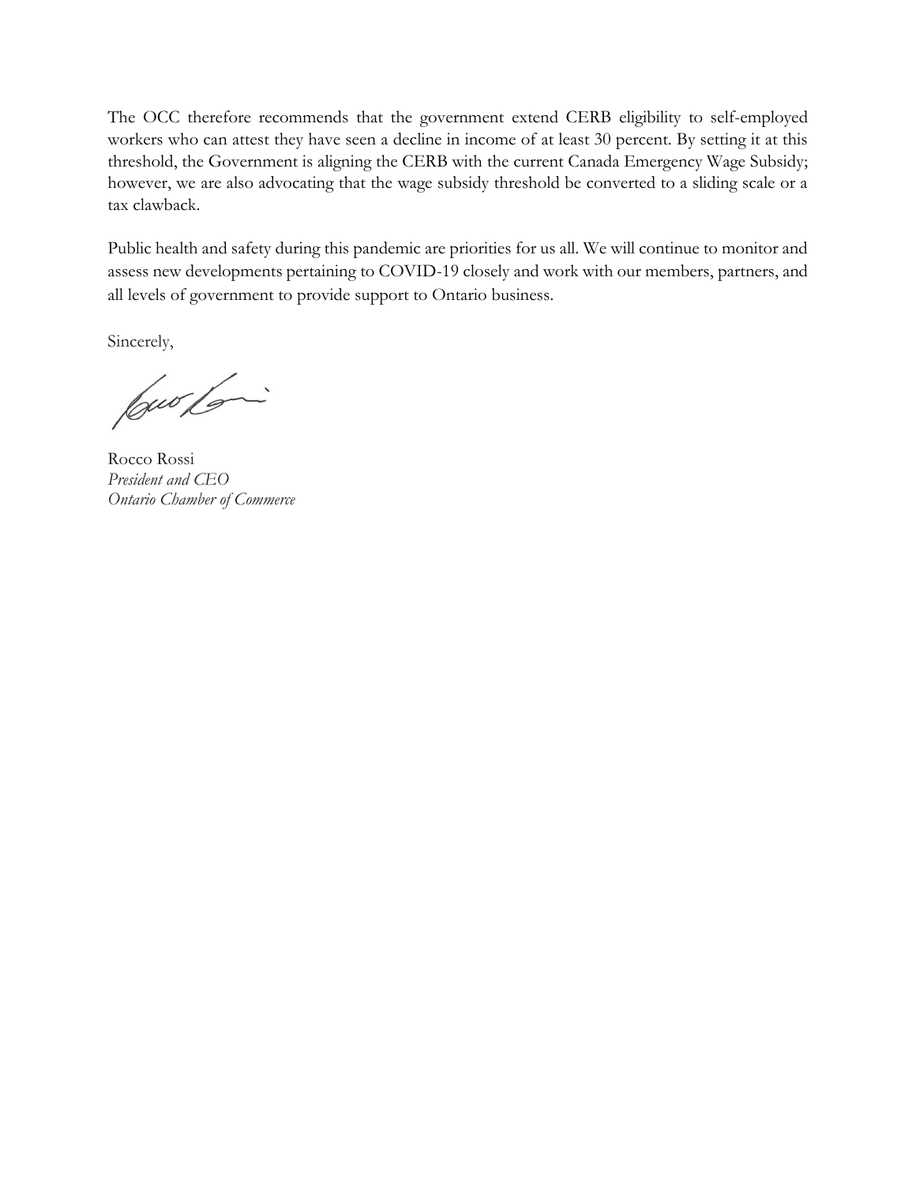The OCC therefore recommends that the government extend CERB eligibility to self-employed workers who can attest they have seen a decline in income of at least 30 percent. By setting it at this threshold, the Government is aligning the CERB with the current Canada Emergency Wage Subsidy; however, we are also advocating that the wage subsidy threshold be converted to a sliding scale or a tax clawback.

Public health and safety during this pandemic are priorities for us all. We will continue to monitor and assess new developments pertaining to COVID-19 closely and work with our members, partners, and all levels of government to provide support to Ontario business.

Sincerely,

Rocco Rossi
*President and CEO*
*Ontario Chamber of Commerce*